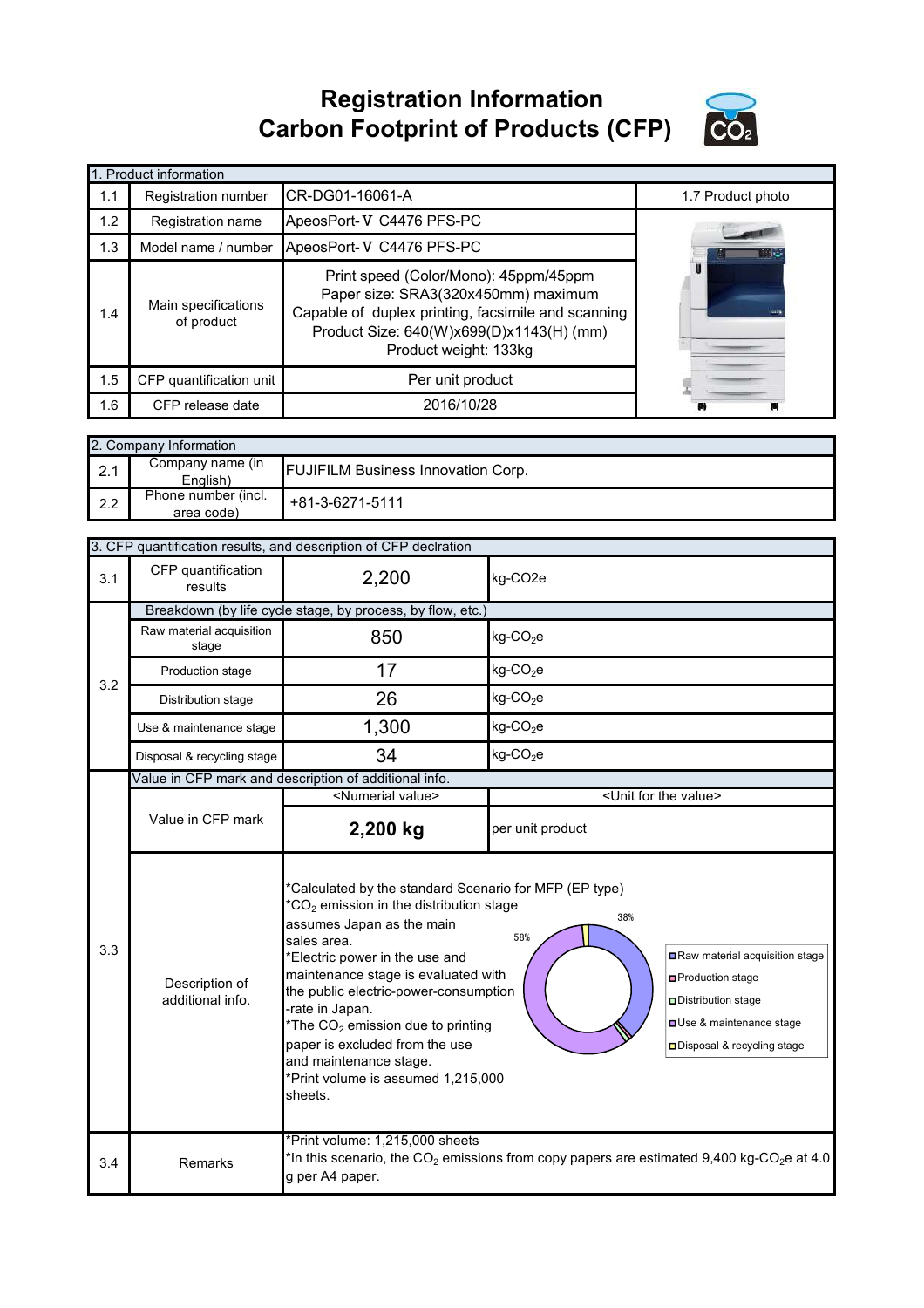# Registration Information
# Carbon Footprint of Products (CFP)

| 1. Product information | | | |
|---|---|---|---|
| 1.1 | Registration number | CR-DG01-16061-A | 1.7 Product photo |
| 1.2 | Registration name | ApeosPort-Ⅴ C4476 PFS-PC | |
| 1.3 | Model name / number | ApeosPort-Ⅴ C4476 PFS-PC | |
| 1.4 | Main specifications of product | Print speed (Color/Mono): 45ppm/45ppm<br>Paper size: SRA3(320x450mm) maximum<br>Capable of duplex printing, facsimile and scanning<br>Product Size: 640(W)x699(D)x1143(H) (mm)<br>Product weight: 133kg | |
| 1.5 | CFP quantification unit | Per unit product | |
| 1.6 | CFP release date | 2016/10/28 | |

| 2. Company Information | | |
|---|---|---|
| 2.1 | Company name (in English) | FUJIFILM Business Innovation Corp. |
| 2.2 | Phone number (incl. area code) | +81-3-6271-5111 |

| 3. CFP quantification results, and description of CFP declration | | | |
|---|---|---|---|
| 3.1 | CFP quantification results | 2,200 | kg-CO2e |
| 3.2 | Breakdown (by life cycle stage, by process, by flow, etc.) | | |
| | Raw material acquisition stage | 850 | kg-$CO_2$e |
| | Production stage | 17 | kg-$CO_2$e |
| | Distribution stage | 26 | kg-$CO_2$e |
| | Use & maintenance stage | 1,300 | kg-$CO_2$e |
| | Disposal & recycling stage | 34 | kg-$CO_2$e |
| 3.3 | Value in CFP mark and description of additional info. | | |
| | | <Numerial value> | <Unit for the value> |
| | Value in CFP mark | **2,200 kg** | per unit product |
| | Description of additional info. | *Calculated by the standard Scenario for MFP (EP type)<br>*$CO_2$ emission in the distribution stage assumes Japan as the main sales area.<br>*Electric power in the use and maintenance stage is evaluated with the public electric-power-consumption-rate in Japan.<br>*The $CO_2$ emission due to printing paper is excluded from the use and maintenance stage.<br>*Print volume is assumed 1,215,000 sheets.<br>[Chart: 38% Raw material acquisition stage; 58% Use & maintenance stage; Production stage; Distribution stage; Disposal & recycling stage] | |
| 3.4 | Remarks | *Print volume: 1,215,000 sheets<br>*In this scenario, the $CO_2$ emissions from copy papers are estimated 9,400 kg-$CO_2$e at 4.0 g per A4 paper. | |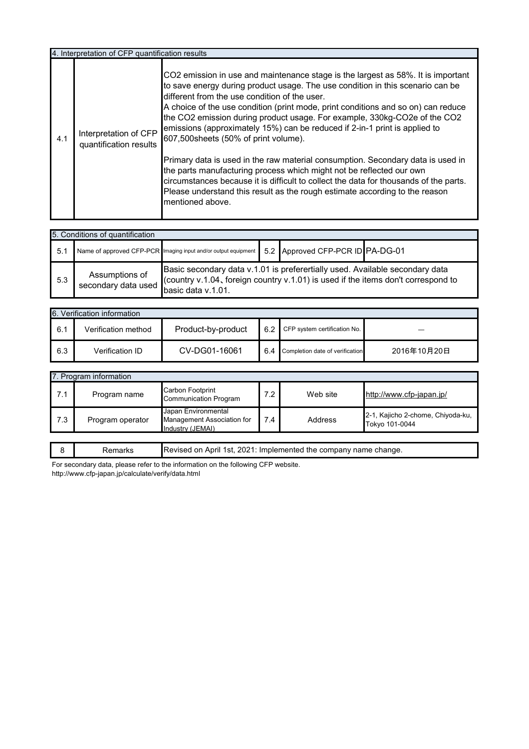| 4. Interpretation of CFP quantification results | | |
|---|---|---|
| 4.1 | Interpretation of CFP quantification results | $CO_2$ emission in use and maintenance stage is the largest as 58%. It is important to save energy during product usage. The use condition in this scenario can be different from the use condition of the user.<br>A choice of the use condition (print mode, print conditions and so on) can reduce the $CO_2$ emission during product usage. For example, 330kg-CO2e of the $CO_2$ emissions (approximately 15%) can be reduced if 2-in-1 print is applied to 607,500sheets (50% of print volume).<br><br>Primary data is used in the raw material consumption. Secondary data is used in the parts manufacturing process which might not be reflected our own circumstances because it is difficult to collect the data for thousands of the parts. Please understand this result as the rough estimate according to the reason mentioned above. |

| 5. Conditions of quantification | | | | | |
|---|---|---|---|---|---|
| 5.1 | Name of approved CFP-PCR | Imaging input and/or output equipment | 5.2 | Approved CFP-PCR ID | PA-DG-01 |
| 5.3 | Assumptions of secondary data used | Basic secondary data v.1.01 is preferertially used. Available secondary data (country v.1.04、foreign country v.1.01) is used if the items don't correspond to basic data v.1.01. | | | |

| 6. Verification information | | | | | |
|---|---|---|---|---|---|
| 6.1 | Verification method | Product-by-product | 6.2 | CFP system certification No. | ― |
| 6.3 | Verification ID | CV-DG01-16061 | 6.4 | Completion date of verification | 2016年10月20日 |

| 7. Program information | | | | | |
|---|---|---|---|---|---|
| 7.1 | Program name | Carbon Footprint Communication Program | 7.2 | Web site | http://www.cfp-japan.jp/ |
| 7.3 | Program operator | Japan Environmental Management Association for Industry (JEMAI) | 7.4 | Address | 2-1, Kajicho 2-chome, Chiyoda-ku, Tokyo 101-0044 |

| | | |
|---|---|---|
| 8 | Remarks | Revised on April 1st, 2021: Implemented the company name change. |

For secondary data, please refer to the information on the following CFP website.
http://www.cfp-japan.jp/calculate/verify/data.html